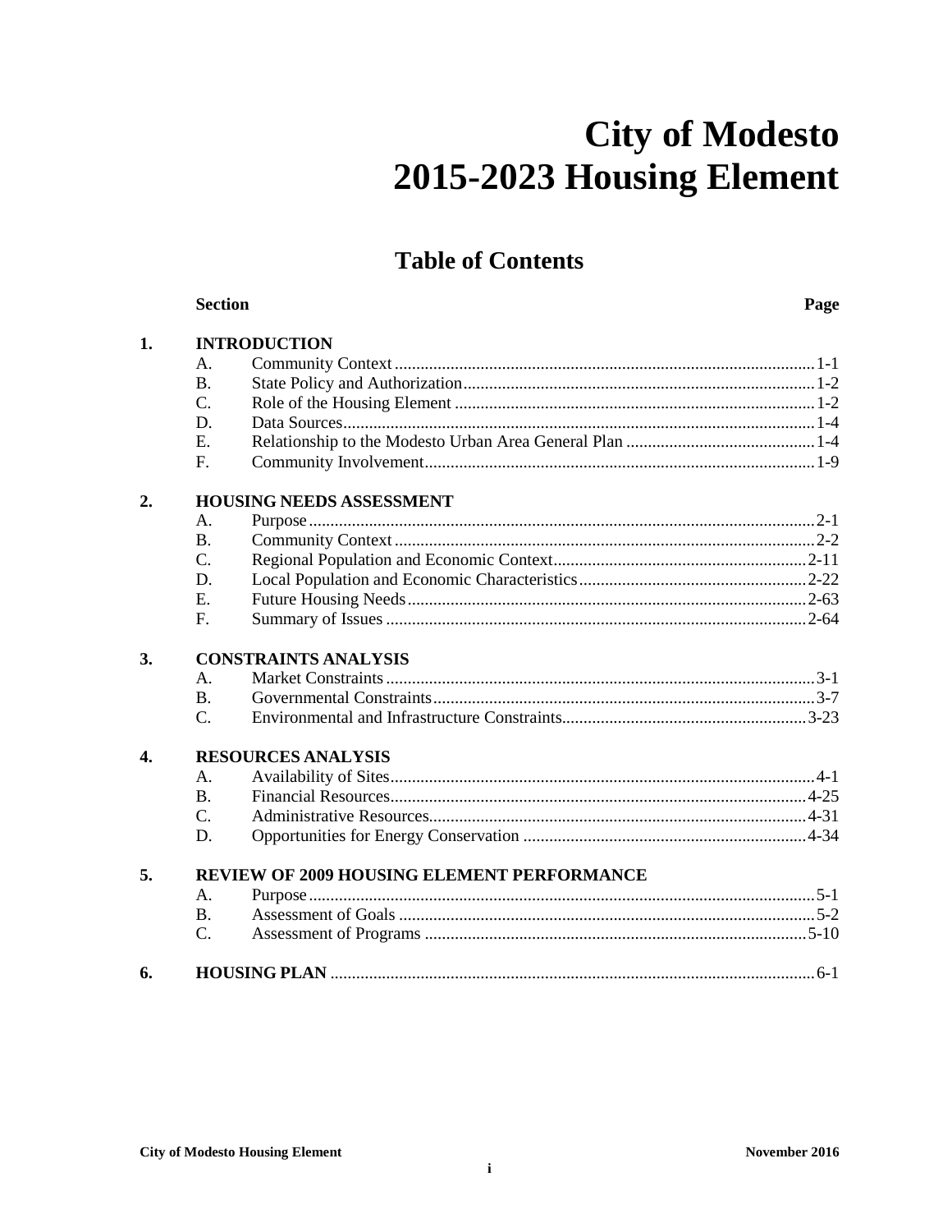# City of Modesto
# 2015-2023 Housing Element

## Table of Contents

| | Section | | Page |
|---|---|---|---|
| **1.** | **INTRODUCTION** | | |
| | A. | Community Context | 1-1 |
| | B. | State Policy and Authorization | 1-2 |
| | C. | Role of the Housing Element | 1-2 |
| | D. | Data Sources | 1-4 |
| | E. | Relationship to the Modesto Urban Area General Plan | 1-4 |
| | F. | Community Involvement | 1-9 |
| **2.** | **HOUSING NEEDS ASSESSMENT** | | |
| | A. | Purpose | 2-1 |
| | B. | Community Context | 2-2 |
| | C. | Regional Population and Economic Context | 2-11 |
| | D. | Local Population and Economic Characteristics | 2-22 |
| | E. | Future Housing Needs | 2-63 |
| | F. | Summary of Issues | 2-64 |
| **3.** | **CONSTRAINTS ANALYSIS** | | |
| | A. | Market Constraints | 3-1 |
| | B. | Governmental Constraints | 3-7 |
| | C. | Environmental and Infrastructure Constraints | 3-23 |
| **4.** | **RESOURCES ANALYSIS** | | |
| | A. | Availability of Sites | 4-1 |
| | B. | Financial Resources | 4-25 |
| | C. | Administrative Resources | 4-31 |
| | D. | Opportunities for Energy Conservation | 4-34 |
| **5.** | **REVIEW OF 2009 HOUSING ELEMENT PERFORMANCE** | | |
| | A. | Purpose | 5-1 |
| | B. | Assessment of Goals | 5-2 |
| | C. | Assessment of Programs | 5-10 |
| **6.** | **HOUSING PLAN** | | 6-1 |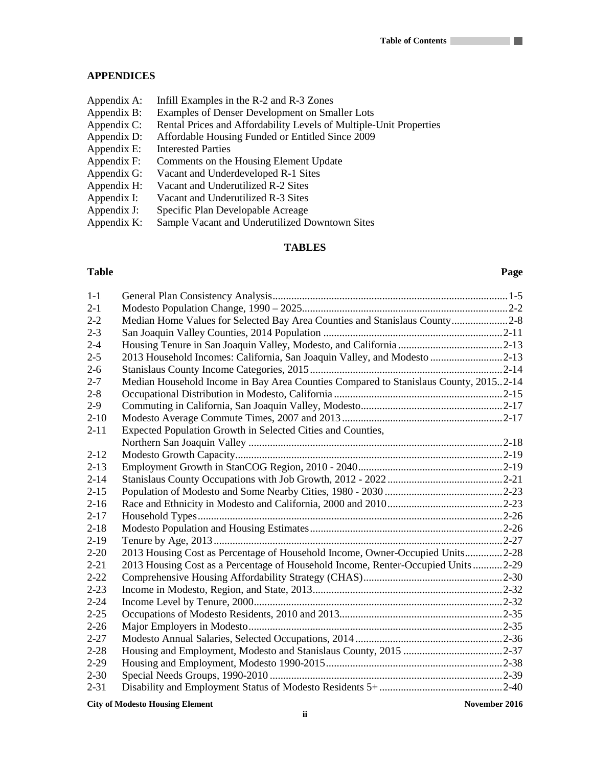## APPENDICES

Appendix A: Infill Examples in the R-2 and R-3 Zones
Appendix B: Examples of Denser Development on Smaller Lots
Appendix C: Rental Prices and Affordability Levels of Multiple-Unit Properties
Appendix D: Affordable Housing Funded or Entitled Since 2009
Appendix E: Interested Parties
Appendix F: Comments on the Housing Element Update
Appendix G: Vacant and Underdeveloped R-1 Sites
Appendix H: Vacant and Underutilized R-2 Sites
Appendix I: Vacant and Underutilized R-3 Sites
Appendix J: Specific Plan Developable Acreage
Appendix K: Sample Vacant and Underutilized Downtown Sites

## TABLES

| Table | | Page |
|---|---|---|
| 1-1 | General Plan Consistency Analysis | 1-5 |
| 2-1 | Modesto Population Change, 1990 – 2025 | 2-2 |
| 2-2 | Median Home Values for Selected Bay Area Counties and Stanislaus County | 2-8 |
| 2-3 | San Joaquin Valley Counties, 2014 Population | 2-11 |
| 2-4 | Housing Tenure in San Joaquin Valley, Modesto, and California | 2-13 |
| 2-5 | 2013 Household Incomes: California, San Joaquin Valley, and Modesto | 2-13 |
| 2-6 | Stanislaus County Income Categories, 2015 | 2-14 |
| 2-7 | Median Household Income in Bay Area Counties Compared to Stanislaus County, 2015 | 2-14 |
| 2-8 | Occupational Distribution in Modesto, California | 2-15 |
| 2-9 | Commuting in California, San Joaquin Valley, Modesto | 2-17 |
| 2-10 | Modesto Average Commute Times, 2007 and 2013 | 2-17 |
| 2-11 | Expected Population Growth in Selected Cities and Counties, Northern San Joaquin Valley | 2-18 |
| 2-12 | Modesto Growth Capacity | 2-19 |
| 2-13 | Employment Growth in StanCOG Region, 2010 - 2040 | 2-19 |
| 2-14 | Stanislaus County Occupations with Job Growth, 2012 - 2022 | 2-21 |
| 2-15 | Population of Modesto and Some Nearby Cities, 1980 - 2030 | 2-23 |
| 2-16 | Race and Ethnicity in Modesto and California, 2000 and 2010 | 2-23 |
| 2-17 | Household Types | 2-26 |
| 2-18 | Modesto Population and Housing Estimates | 2-26 |
| 2-19 | Tenure by Age, 2013 | 2-27 |
| 2-20 | 2013 Housing Cost as Percentage of Household Income, Owner-Occupied Units | 2-28 |
| 2-21 | 2013 Housing Cost as a Percentage of Household Income, Renter-Occupied Units | 2-29 |
| 2-22 | Comprehensive Housing Affordability Strategy (CHAS) | 2-30 |
| 2-23 | Income in Modesto, Region, and State, 2013 | 2-32 |
| 2-24 | Income Level by Tenure, 2000 | 2-32 |
| 2-25 | Occupations of Modesto Residents, 2010 and 2013 | 2-35 |
| 2-26 | Major Employers in Modesto | 2-35 |
| 2-27 | Modesto Annual Salaries, Selected Occupations, 2014 | 2-36 |
| 2-28 | Housing and Employment, Modesto and Stanislaus County, 2015 | 2-37 |
| 2-29 | Housing and Employment, Modesto 1990-2015 | 2-38 |
| 2-30 | Special Needs Groups, 1990-2010 | 2-39 |
| 2-31 | Disability and Employment Status of Modesto Residents 5+ | 2-40 |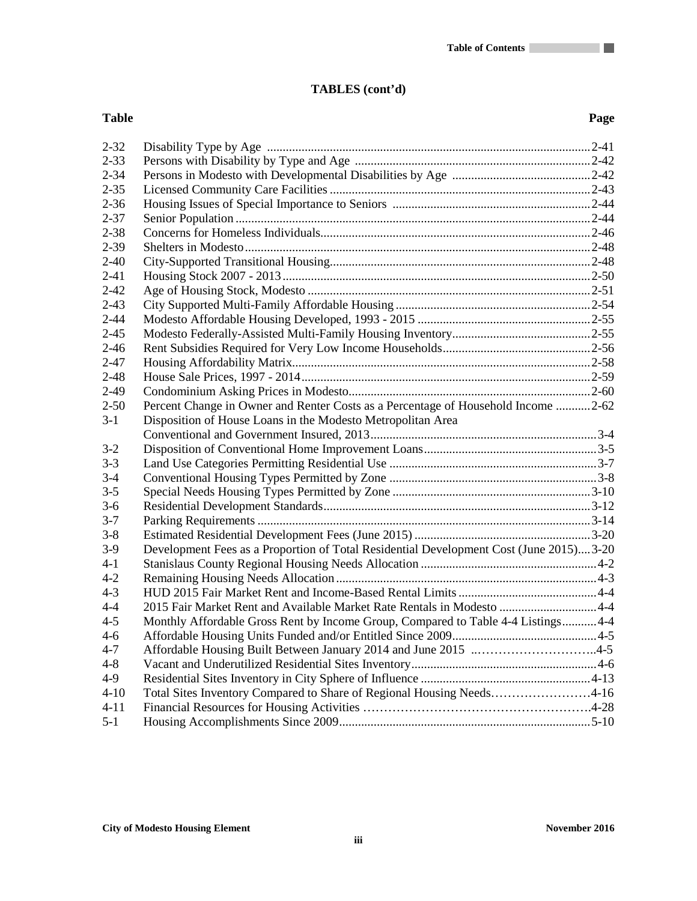## TABLES (cont'd)

| Table | | Page |
|---|---|---|
| 2-32 | Disability Type by Age | 2-41 |
| 2-33 | Persons with Disability by Type and Age | 2-42 |
| 2-34 | Persons in Modesto with Developmental Disabilities by Age | 2-42 |
| 2-35 | Licensed Community Care Facilities | 2-43 |
| 2-36 | Housing Issues of Special Importance to Seniors | 2-44 |
| 2-37 | Senior Population | 2-44 |
| 2-38 | Concerns for Homeless Individuals | 2-46 |
| 2-39 | Shelters in Modesto | 2-48 |
| 2-40 | City-Supported Transitional Housing | 2-48 |
| 2-41 | Housing Stock 2007 - 2013 | 2-50 |
| 2-42 | Age of Housing Stock, Modesto | 2-51 |
| 2-43 | City Supported Multi-Family Affordable Housing | 2-54 |
| 2-44 | Modesto Affordable Housing Developed, 1993 - 2015 | 2-55 |
| 2-45 | Modesto Federally-Assisted Multi-Family Housing Inventory | 2-55 |
| 2-46 | Rent Subsidies Required for Very Low Income Households | 2-56 |
| 2-47 | Housing Affordability Matrix | 2-58 |
| 2-48 | House Sale Prices, 1997 - 2014 | 2-59 |
| 2-49 | Condominium Asking Prices in Modesto | 2-60 |
| 2-50 | Percent Change in Owner and Renter Costs as a Percentage of Household Income | 2-62 |
| 3-1 | Disposition of House Loans in the Modesto Metropolitan Area Conventional and Government Insured, 2013 | 3-4 |
| 3-2 | Disposition of Conventional Home Improvement Loans | 3-5 |
| 3-3 | Land Use Categories Permitting Residential Use | 3-7 |
| 3-4 | Conventional Housing Types Permitted by Zone | 3-8 |
| 3-5 | Special Needs Housing Types Permitted by Zone | 3-10 |
| 3-6 | Residential Development Standards | 3-12 |
| 3-7 | Parking Requirements | 3-14 |
| 3-8 | Estimated Residential Development Fees (June 2015) | 3-20 |
| 3-9 | Development Fees as a Proportion of Total Residential Development Cost (June 2015) | 3-20 |
| 4-1 | Stanislaus County Regional Housing Needs Allocation | 4-2 |
| 4-2 | Remaining Housing Needs Allocation | 4-3 |
| 4-3 | HUD 2015 Fair Market Rent and Income-Based Rental Limits | 4-4 |
| 4-4 | 2015 Fair Market Rent and Available Market Rate Rentals in Modesto | 4-4 |
| 4-5 | Monthly Affordable Gross Rent by Income Group, Compared to Table 4-4 Listings | 4-4 |
| 4-6 | Affordable Housing Units Funded and/or Entitled Since 2009 | 4-5 |
| 4-7 | Affordable Housing Built Between January 2014 and June 2015 | 4-5 |
| 4-8 | Vacant and Underutilized Residential Sites Inventory | 4-6 |
| 4-9 | Residential Sites Inventory in City Sphere of Influence | 4-13 |
| 4-10 | Total Sites Inventory Compared to Share of Regional Housing Needs | 4-16 |
| 4-11 | Financial Resources for Housing Activities | 4-28 |
| 5-1 | Housing Accomplishments Since 2009 | 5-10 |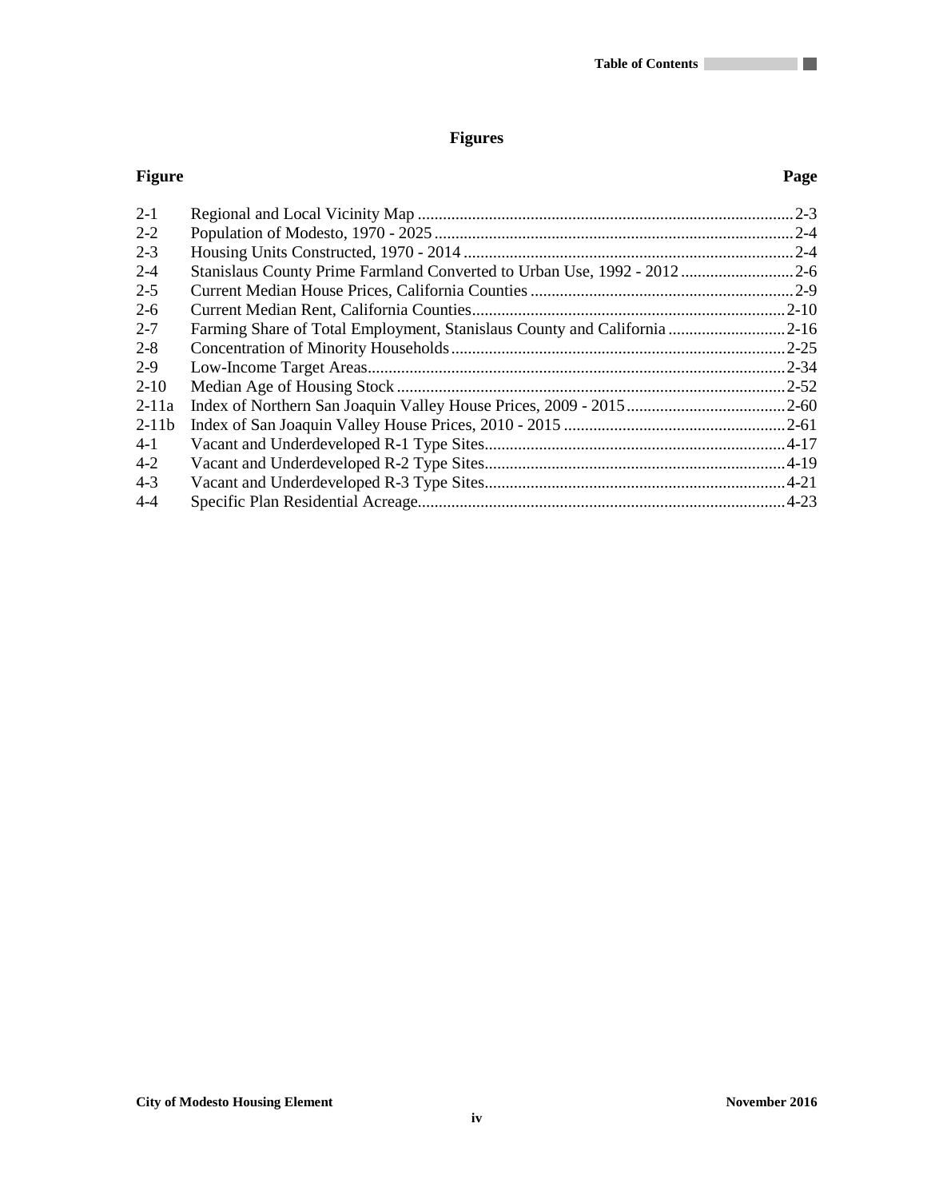## Figures

| Figure | | Page |
|---|---|---|
| 2-1 | Regional and Local Vicinity Map | 2-3 |
| 2-2 | Population of Modesto, 1970 - 2025 | 2-4 |
| 2-3 | Housing Units Constructed, 1970 - 2014 | 2-4 |
| 2-4 | Stanislaus County Prime Farmland Converted to Urban Use, 1992 - 2012 | 2-6 |
| 2-5 | Current Median House Prices, California Counties | 2-9 |
| 2-6 | Current Median Rent, California Counties | 2-10 |
| 2-7 | Farming Share of Total Employment, Stanislaus County and California | 2-16 |
| 2-8 | Concentration of Minority Households | 2-25 |
| 2-9 | Low-Income Target Areas | 2-34 |
| 2-10 | Median Age of Housing Stock | 2-52 |
| 2-11a | Index of Northern San Joaquin Valley House Prices, 2009 - 2015 | 2-60 |
| 2-11b | Index of San Joaquin Valley House Prices, 2010 - 2015 | 2-61 |
| 4-1 | Vacant and Underdeveloped R-1 Type Sites | 4-17 |
| 4-2 | Vacant and Underdeveloped R-2 Type Sites | 4-19 |
| 4-3 | Vacant and Underdeveloped R-3 Type Sites | 4-21 |
| 4-4 | Specific Plan Residential Acreage | 4-23 |